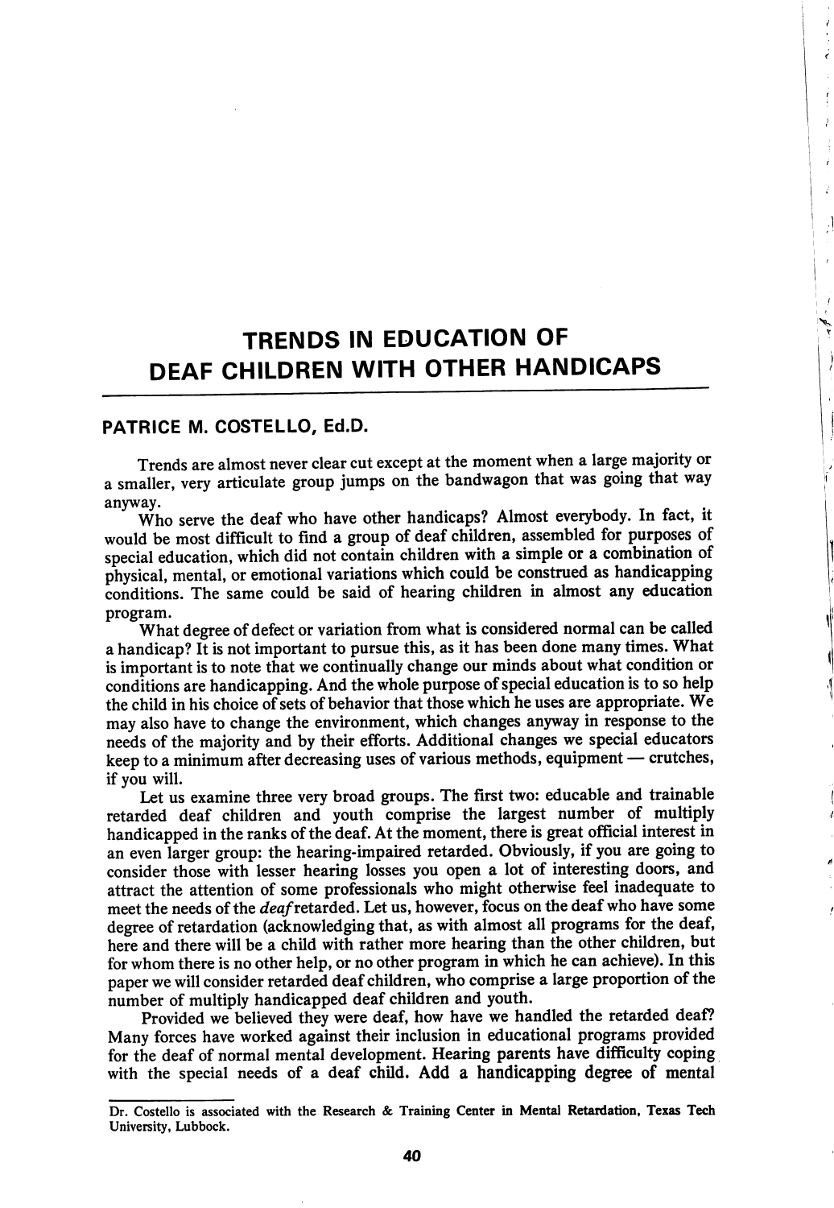# TRENDS IN EDUCATION OF DEAF CHILDREN WITH OTHER HANDICAPS

**PATRICE M. COSTELLO, Ed.D.**

Trends are almost never clear cut except at the moment when a large majority or a smaller, very articulate group jumps on the bandwagon that was going that way anyway.

Who serve the deaf who have other handicaps? Almost everybody. In fact, it would be most difficult to find a group of deaf children, assembled for purposes of special education, which did not contain children with a simple or a combination of physical, mental, or emotional variations which could be construed as handicapping conditions. The same could be said of hearing children in almost any education program.

What degree of defect or variation from what is considered normal can be called a handicap? It is not important to pursue this, as it has been done many times. What is important is to note that we continually change our minds about what condition or conditions are handicapping. And the whole purpose of special education is to so help the child in his choice of sets of behavior that those which he uses are appropriate. We may also have to change the environment, which changes anyway in response to the needs of the majority and by their efforts. Additional changes we special educators keep to a minimum after decreasing uses of various methods, equipment — crutches, if you will.

Let us examine three very broad groups. The first two: educable and trainable retarded deaf children and youth comprise the largest number of multiply handicapped in the ranks of the deaf. At the moment, there is great official interest in an even larger group: the hearing-impaired retarded. Obviously, if you are going to consider those with lesser hearing losses you open a lot of interesting doors, and attract the attention of some professionals who might otherwise feel inadequate to meet the needs of the *deaf* retarded. Let us, however, focus on the deaf who have some degree of retardation (acknowledging that, as with almost all programs for the deaf, here and there will be a child with rather more hearing than the other children, but for whom there is no other help, or no other program in which he can achieve). In this paper we will consider retarded deaf children, who comprise a large proportion of the number of multiply handicapped deaf children and youth.

Provided we believed they were deaf, how have we handled the retarded deaf? Many forces have worked against their inclusion in educational programs provided for the deaf of normal mental development. Hearing parents have difficulty coping with the special needs of a deaf child. Add a handicapping degree of mental

Dr. Costello is associated with the Research & Training Center in Mental Retardation, Texas Tech University, Lubbock.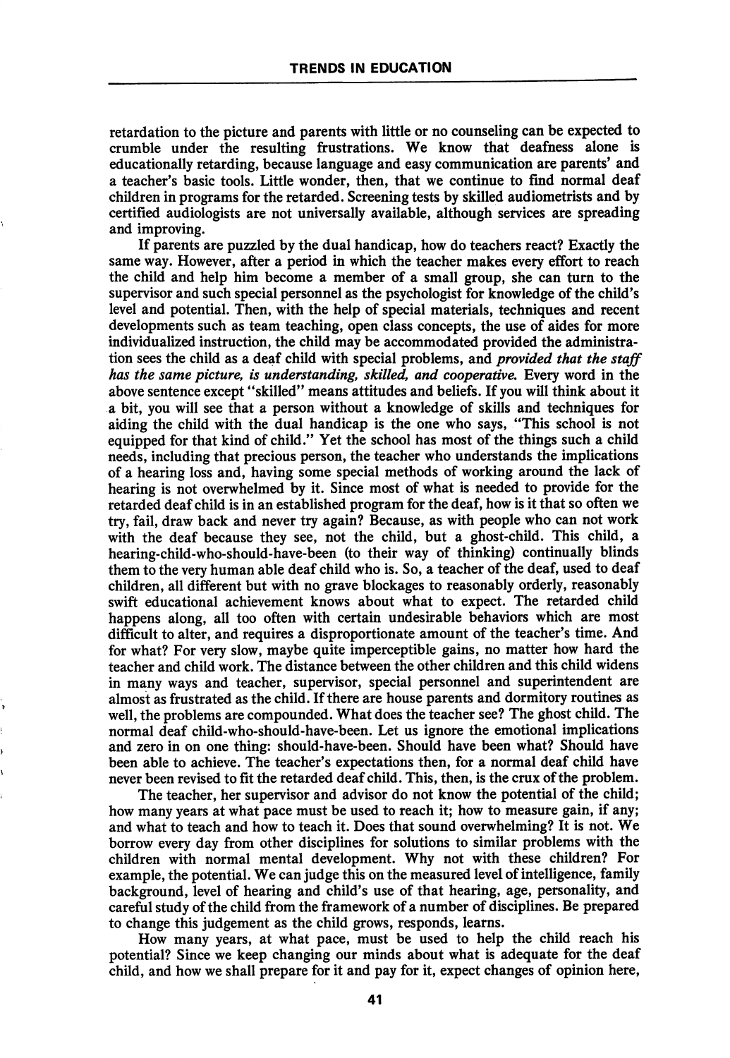retardation to the picture and parents with little or no counseling can be expected to crumble under the resulting frustrations. We know that deafness alone is educationally retarding, because language and easy communication are parents' and a teacher's basic tools. Little wonder, then, that we continue to find normal deaf children in programs for the retarded. Screening tests by skilled audiometrists and by certified audiologists are not universally available, although services are spreading and improving.

If parents are puzzled by the dual handicap, how do teachers react? Exactly the same way. However, after a period in which the teacher makes every effort to reach the child and help him become a member of a small group, she can turn to the supervisor and such special personnel as the psychologist for knowledge of the child's level and potential. Then, with the help of special materials, techniques and recent developments such as team teaching, open class concepts, the use of aides for more individualized instruction, the child may be accommodated provided the administration sees the child as a deaf child with special problems, and *provided that the staff has the same picture, is understanding, skilled, and cooperative.* Every word in the above sentence except "skilled" means attitudes and beliefs. If you will think about it a bit, you will see that a person without a knowledge of skills and techniques for aiding the child with the dual handicap is the one who says, "This school is not equipped for that kind of child." Yet the school has most of the things such a child needs, including that precious person, the teacher who understands the implications of a hearing loss and, having some special methods of working around the lack of hearing is not overwhelmed by it. Since most of what is needed to provide for the retarded deaf child is in an established program for the deaf, how is it that so often we try, fail, draw back and never try again? Because, as with people who can not work with the deaf because they see, not the child, but a ghost-child. This child, a hearing-child-who-should-have-been (to their way of thinking) continually blinds them to the very human able deaf child who is. So, a teacher of the deaf, used to deaf children, all different but with no grave blockages to reasonably orderly, reasonably swift educational achievement knows about what to expect. The retarded child happens along, all too often with certain undesirable behaviors which are most difficult to alter, and requires a disproportionate amount of the teacher's time. And for what? For very slow, maybe quite imperceptible gains, no matter how hard the teacher and child work. The distance between the other children and this child widens in many ways and teacher, supervisor, special personnel and superintendent are almost as frustrated as the child. If there are house parents and dormitory routines as well, the problems are compounded. What does the teacher see? The ghost child. The normal deaf child-who-should-have-been. Let us ignore the emotional implications and zero in on one thing: should-have-been. Should have been what? Should have been able to achieve. The teacher's expectations then, for a normal deaf child have never been revised to fit the retarded deaf child. This, then, is the crux of the problem.

The teacher, her supervisor and advisor do not know the potential of the child; how many years at what pace must be used to reach it; how to measure gain, if any; and what to teach and how to teach it. Does that sound overwhelming? It is not. We borrow every day from other disciplines for solutions to similar problems with the children with normal mental development. Why not with these children? For example, the potential. We can judge this on the measured level of intelligence, family background, level of hearing and child's use of that hearing, age, personality, and careful study of the child from the framework of a number of disciplines. Be prepared to change this judgement as the child grows, responds, learns.

How many years, at what pace, must be used to help the child reach his potential? Since we keep changing our minds about what is adequate for the deaf child, and how we shall prepare for it and pay for it, expect changes of opinion here,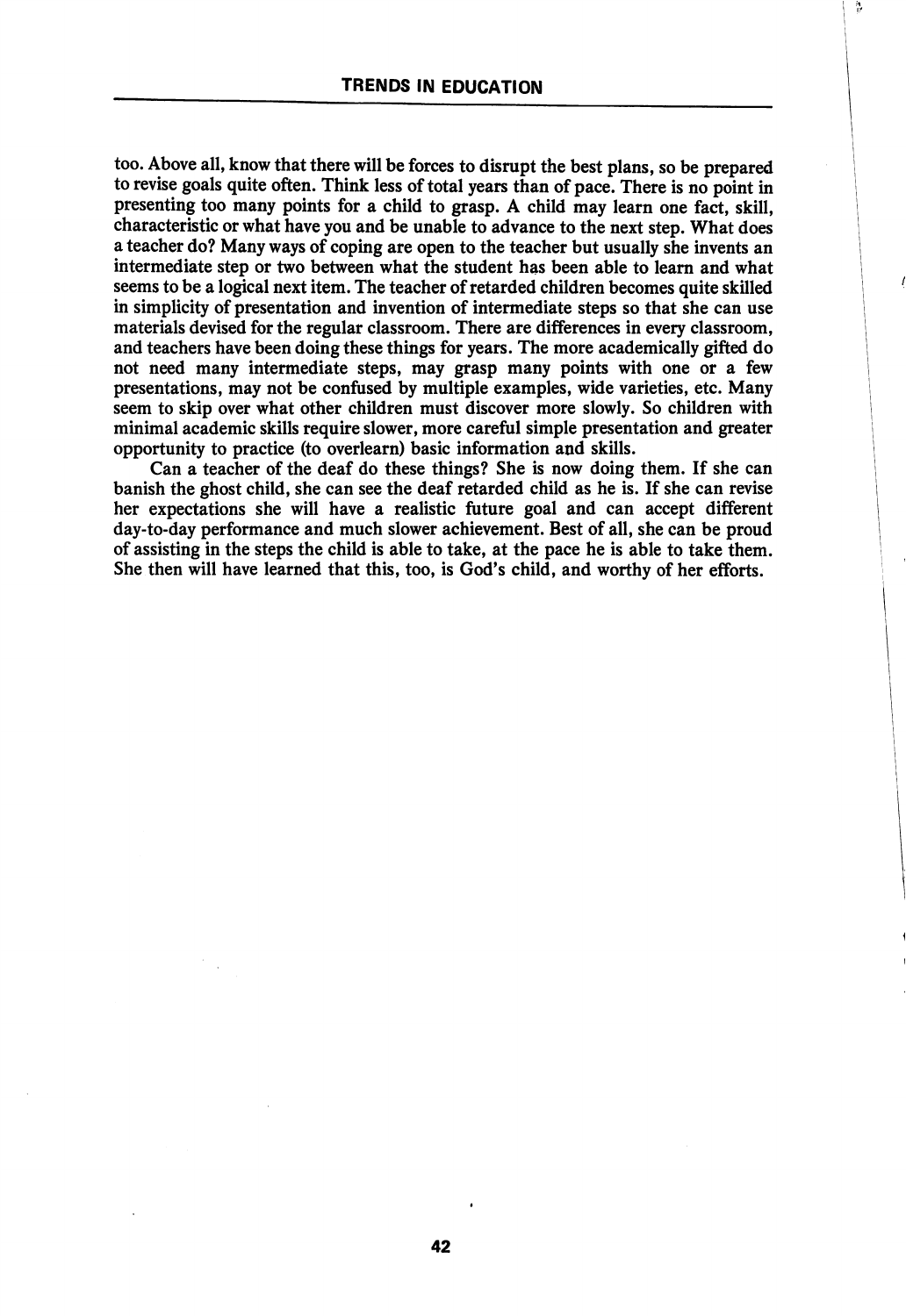too. Above all, know that there will be forces to disrupt the best plans, so be prepared to revise goals quite often. Think less of total years than of pace. There is no point in presenting too many points for a child to grasp. A child may learn one fact, skill, characteristic or what have you and be unable to advance to the next step. What does a teacher do? Many ways of coping are open to the teacher but usually she invents an intermediate step or two between what the student has been able to learn and what seems to be a logical next item. The teacher of retarded children becomes quite skilled in simplicity of presentation and invention of intermediate steps so that she can use materials devised for the regular classroom. There are differences in every classroom, and teachers have been doing these things for years. The more academically gifted do not need many intermediate steps, may grasp many points with one or a few presentations, may not be confused by multiple examples, wide varieties, etc. Many seem to skip over what other children must discover more slowly. So children with minimal academic skills require slower, more careful simple presentation and greater opportunity to practice (to overlearn) basic information and skills.

Can a teacher of the deaf do these things? She is now doing them. If she can banish the ghost child, she can see the deaf retarded child as he is. If she can revise her expectations she will have a realistic future goal and can accept different day-to-day performance and much slower achievement. Best of all, she can be proud of assisting in the steps the child is able to take, at the pace he is able to take them. She then will have learned that this, too, is God's child, and worthy of her efforts.